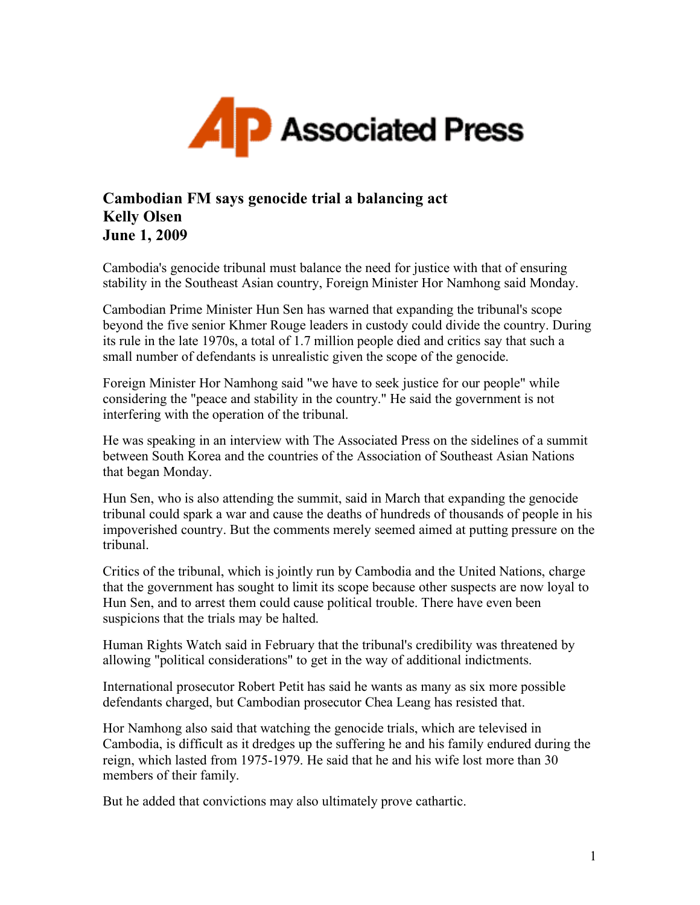# Cambodian FM says genocide trial a balancing act

**Kelly Olsen**
**June 1, 2009**

Cambodia's genocide tribunal must balance the need for justice with that of ensuring stability in the Southeast Asian country, Foreign Minister Hor Namhong said Monday.

Cambodian Prime Minister Hun Sen has warned that expanding the tribunal's scope beyond the five senior Khmer Rouge leaders in custody could divide the country. During its rule in the late 1970s, a total of 1.7 million people died and critics say that such a small number of defendants is unrealistic given the scope of the genocide.

Foreign Minister Hor Namhong said "we have to seek justice for our people" while considering the "peace and stability in the country." He said the government is not interfering with the operation of the tribunal.

He was speaking in an interview with The Associated Press on the sidelines of a summit between South Korea and the countries of the Association of Southeast Asian Nations that began Monday.

Hun Sen, who is also attending the summit, said in March that expanding the genocide tribunal could spark a war and cause the deaths of hundreds of thousands of people in his impoverished country. But the comments merely seemed aimed at putting pressure on the tribunal.

Critics of the tribunal, which is jointly run by Cambodia and the United Nations, charge that the government has sought to limit its scope because other suspects are now loyal to Hun Sen, and to arrest them could cause political trouble. There have even been suspicions that the trials may be halted.

Human Rights Watch said in February that the tribunal's credibility was threatened by allowing "political considerations" to get in the way of additional indictments.

International prosecutor Robert Petit has said he wants as many as six more possible defendants charged, but Cambodian prosecutor Chea Leang has resisted that.

Hor Namhong also said that watching the genocide trials, which are televised in Cambodia, is difficult as it dredges up the suffering he and his family endured during the reign, which lasted from 1975-1979. He said that he and his wife lost more than 30 members of their family.

But he added that convictions may also ultimately prove cathartic.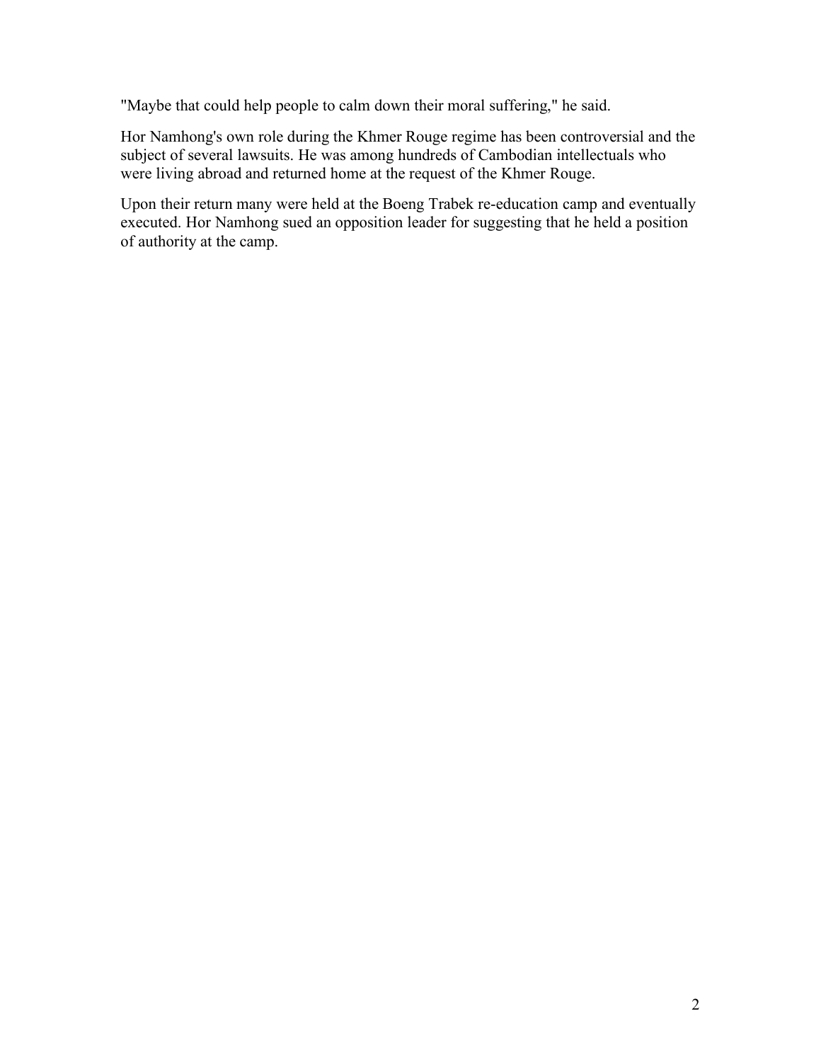"Maybe that could help people to calm down their moral suffering," he said.

Hor Namhong's own role during the Khmer Rouge regime has been controversial and the subject of several lawsuits. He was among hundreds of Cambodian intellectuals who were living abroad and returned home at the request of the Khmer Rouge.

Upon their return many were held at the Boeng Trabek re-education camp and eventually executed. Hor Namhong sued an opposition leader for suggesting that he held a position of authority at the camp.